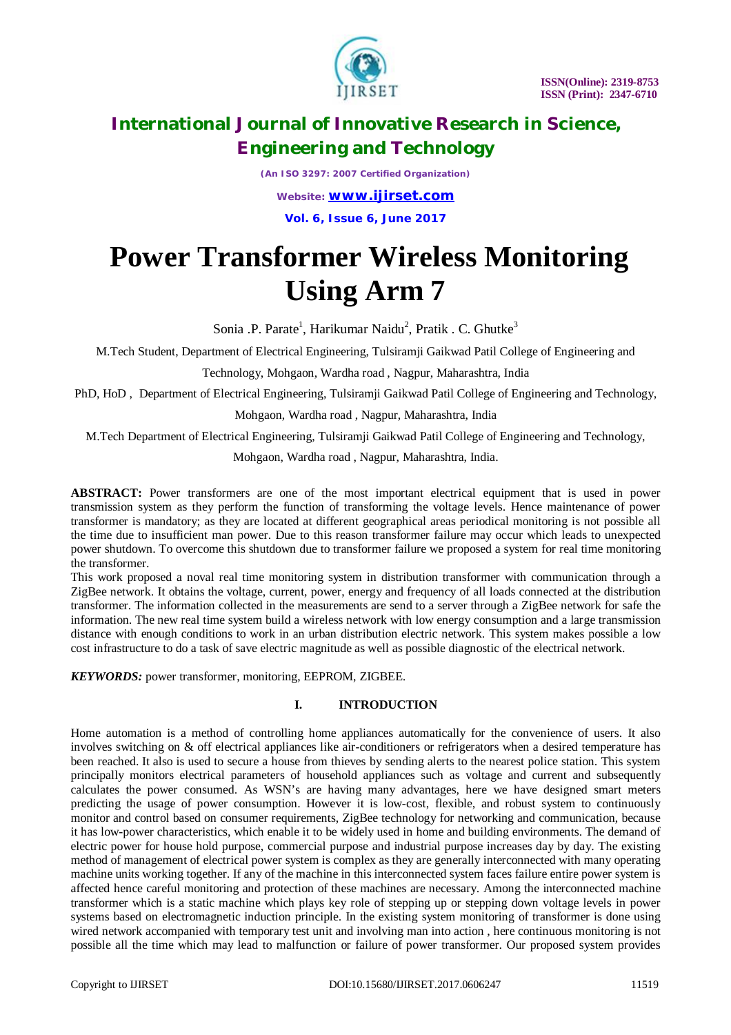# Power Transformer Wireless Monitoring Using Arm 7

Sonia .P. Parate[1], Harikumar Naidu[2], Pratik . C. Ghutke[3]

M.Tech Student, Department of Electrical Engineering, Tulsiramji Gaikwad Patil College of Engineering and Technology, Mohgaon, Wardha road , Nagpur, Maharashtra, India

PhD, HoD , Department of Electrical Engineering, Tulsiramji Gaikwad Patil College of Engineering and Technology, Mohgaon, Wardha road , Nagpur, Maharashtra, India

M.Tech Department of Electrical Engineering, Tulsiramji Gaikwad Patil College of Engineering and Technology, Mohgaon, Wardha road , Nagpur, Maharashtra, India.

**ABSTRACT:** Power transformers are one of the most important electrical equipment that is used in power transmission system as they perform the function of transforming the voltage levels. Hence maintenance of power transformer is mandatory; as they are located at different geographical areas periodical monitoring is not possible all the time due to insufficient man power. Due to this reason transformer failure may occur which leads to unexpected power shutdown. To overcome this shutdown due to transformer failure we proposed a system for real time monitoring the transformer.

This work proposed a noval real time monitoring system in distribution transformer with communication through a ZigBee network. It obtains the voltage, current, power, energy and frequency of all loads connected at the distribution transformer. The information collected in the measurements are send to a server through a ZigBee network for safe the information. The new real time system build a wireless network with low energy consumption and a large transmission distance with enough conditions to work in an urban distribution electric network. This system makes possible a low cost infrastructure to do a task of save electric magnitude as well as possible diagnostic of the electrical network.

***KEYWORDS:*** power transformer, monitoring, EEPROM, ZIGBEE.

## I. INTRODUCTION

Home automation is a method of controlling home appliances automatically for the convenience of users. It also involves switching on & off electrical appliances like air-conditioners or refrigerators when a desired temperature has been reached. It also is used to secure a house from thieves by sending alerts to the nearest police station. This system principally monitors electrical parameters of household appliances such as voltage and current and subsequently calculates the power consumed. As WSN's are having many advantages, here we have designed smart meters predicting the usage of power consumption. However it is low-cost, flexible, and robust system to continuously monitor and control based on consumer requirements, ZigBee technology for networking and communication, because it has low-power characteristics, which enable it to be widely used in home and building environments. The demand of electric power for house hold purpose, commercial purpose and industrial purpose increases day by day. The existing method of management of electrical power system is complex as they are generally interconnected with many operating machine units working together. If any of the machine in this interconnected system faces failure entire power system is affected hence careful monitoring and protection of these machines are necessary. Among the interconnected machine transformer which is a static machine which plays key role of stepping up or stepping down voltage levels in power systems based on electromagnetic induction principle. In the existing system monitoring of transformer is done using wired network accompanied with temporary test unit and involving man into action , here continuous monitoring is not possible all the time which may lead to malfunction or failure of power transformer. Our proposed system provides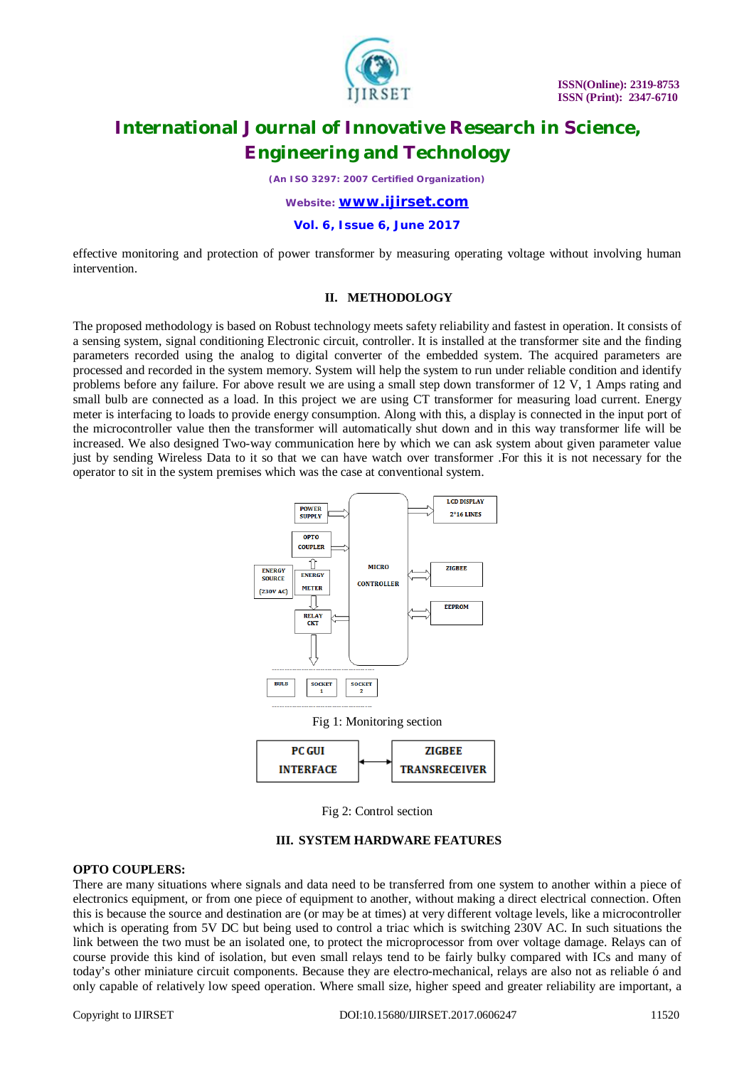effective monitoring and protection of power transformer by measuring operating voltage without involving human intervention.

## II. METHODOLOGY

The proposed methodology is based on Robust technology meets safety reliability and fastest in operation. It consists of a sensing system, signal conditioning Electronic circuit, controller. It is installed at the transformer site and the finding parameters recorded using the analog to digital converter of the embedded system. The acquired parameters are processed and recorded in the system memory. System will help the system to run under reliable condition and identify problems before any failure. For above result we are using a small step down transformer of 12 V, 1 Amps rating and small bulb are connected as a load. In this project we are using CT transformer for measuring load current. Energy meter is interfacing to loads to provide energy consumption. Along with this, a display is connected in the input port of the microcontroller value then the transformer will automatically shut down and in this way transformer life will be increased. We also designed Two-way communication here by which we can ask system about given parameter value just by sending Wireless Data to it so that we can have watch over transformer .For this it is not necessary for the operator to sit in the system premises which was the case at conventional system.

Fig 1: Monitoring section

Fig 2: Control section

## III. SYSTEM HARDWARE FEATURES

**OPTO COUPLERS:**

There are many situations where signals and data need to be transferred from one system to another within a piece of electronics equipment, or from one piece of equipment to another, without making a direct electrical connection. Often this is because the source and destination are (or may be at times) at very different voltage levels, like a microcontroller which is operating from 5V DC but being used to control a triac which is switching 230V AC. In such situations the link between the two must be an isolated one, to protect the microprocessor from over voltage damage. Relays can of course provide this kind of isolation, but even small relays tend to be fairly bulky compared with ICs and many of today's other miniature circuit components. Because they are electro-mechanical, relays are also not as reliable ó and only capable of relatively low speed operation. Where small size, higher speed and greater reliability are important, a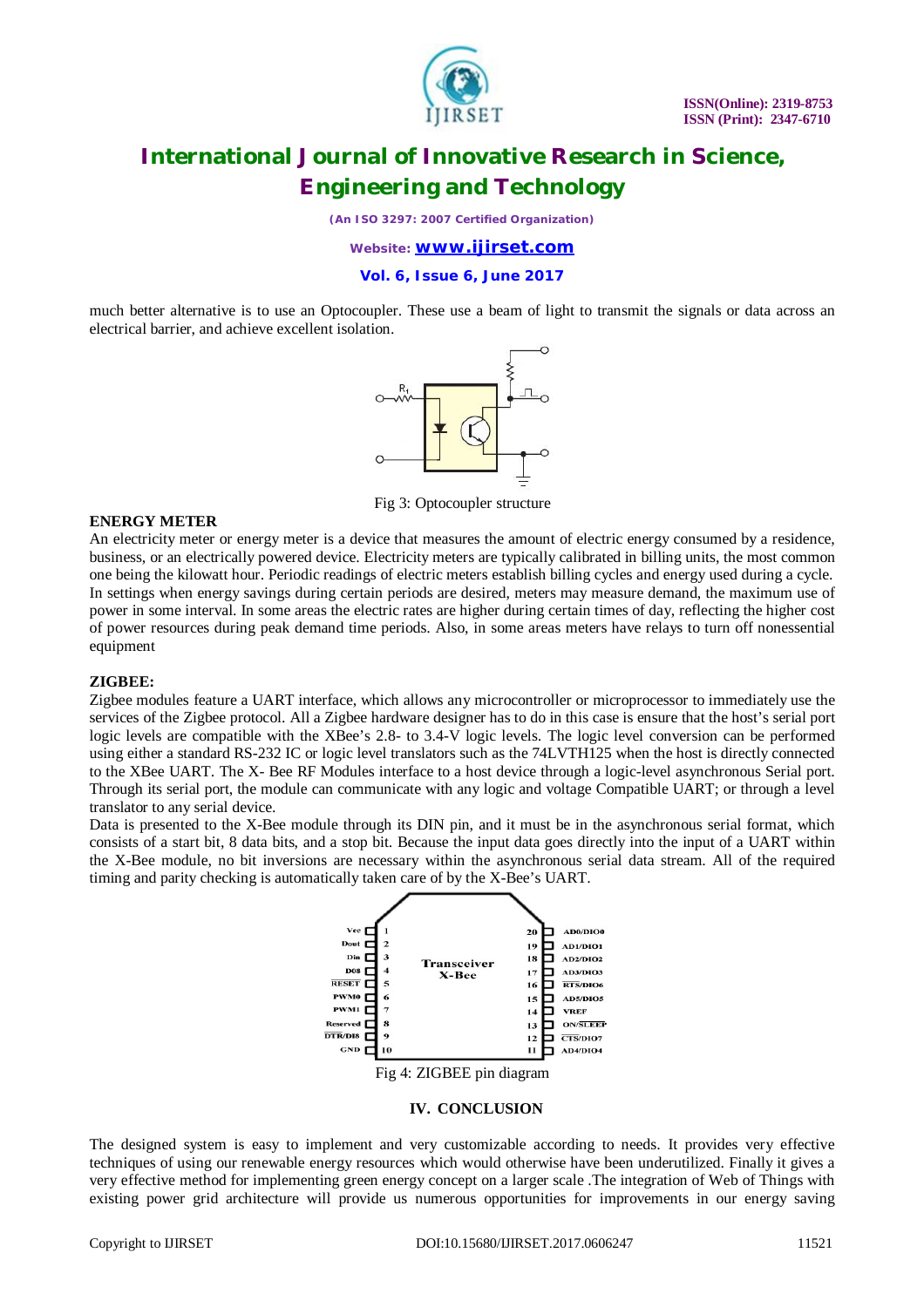much better alternative is to use an Optocoupler. These use a beam of light to transmit the signals or data across an electrical barrier, and achieve excellent isolation.

Fig 3: Optocoupler structure

**ENERGY METER**

An electricity meter or energy meter is a device that measures the amount of electric energy consumed by a residence, business, or an electrically powered device. Electricity meters are typically calibrated in billing units, the most common one being the kilowatt hour. Periodic readings of electric meters establish billing cycles and energy used during a cycle. In settings when energy savings during certain periods are desired, meters may measure demand, the maximum use of power in some interval. In some areas the electric rates are higher during certain times of day, reflecting the higher cost of power resources during peak demand time periods. Also, in some areas meters have relays to turn off nonessential equipment

**ZIGBEE:**

Zigbee modules feature a UART interface, which allows any microcontroller or microprocessor to immediately use the services of the Zigbee protocol. All a Zigbee hardware designer has to do in this case is ensure that the host's serial port logic levels are compatible with the XBee's 2.8- to 3.4-V logic levels. The logic level conversion can be performed using either a standard RS-232 IC or logic level translators such as the 74LVTH125 when the host is directly connected to the XBee UART. The X- Bee RF Modules interface to a host device through a logic-level asynchronous Serial port. Through its serial port, the module can communicate with any logic and voltage Compatible UART; or through a level translator to any serial device.

Data is presented to the X-Bee module through its DIN pin, and it must be in the asynchronous serial format, which consists of a start bit, 8 data bits, and a stop bit. Because the input data goes directly into the input of a UART within the X-Bee module, no bit inversions are necessary within the asynchronous serial data stream. All of the required timing and parity checking is automatically taken care of by the X-Bee's UART.

Fig 4: ZIGBEE pin diagram

## IV. CONCLUSION

The designed system is easy to implement and very customizable according to needs. It provides very effective techniques of using our renewable energy resources which would otherwise have been underutilized. Finally it gives a very effective method for implementing green energy concept on a larger scale .The integration of Web of Things with existing power grid architecture will provide us numerous opportunities for improvements in our energy saving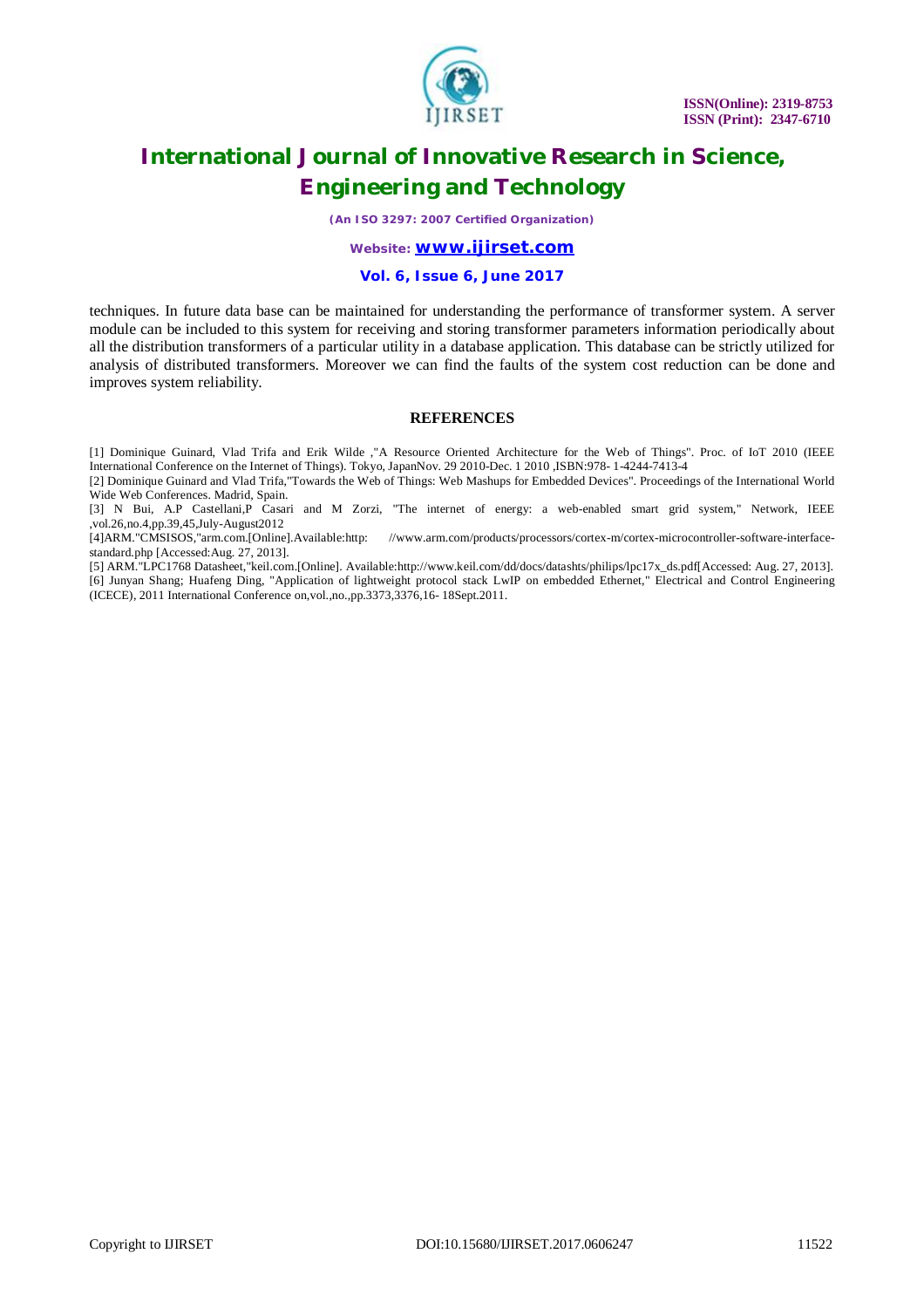techniques. In future data base can be maintained for understanding the performance of transformer system. A server module can be included to this system for receiving and storing transformer parameters information periodically about all the distribution transformers of a particular utility in a database application. This database can be strictly utilized for analysis of distributed transformers. Moreover we can find the faults of the system cost reduction can be done and improves system reliability.

## REFERENCES

[1] Dominique Guinard, Vlad Trifa and Erik Wilde ,"A Resource Oriented Architecture for the Web of Things". Proc. of IoT 2010 (IEEE International Conference on the Internet of Things). Tokyo, JapanNov. 29 2010-Dec. 1 2010 ,ISBN:978- 1-4244-7413-4

[2] Dominique Guinard and Vlad Trifa,"Towards the Web of Things: Web Mashups for Embedded Devices". Proceedings of the International World Wide Web Conferences. Madrid, Spain.

[3] N Bui, A.P Castellani,P Casari and M Zorzi, "The internet of energy: a web-enabled smart grid system," Network, IEEE ,vol.26,no.4,pp.39,45,July-August2012

[4]ARM."CMSISOS,"arm.com.[Online].Available:http: //www.arm.com/products/processors/cortex-m/cortex-microcontroller-software-interface-standard.php [Accessed:Aug. 27, 2013].

[5] ARM."LPC1768 Datasheet,"keil.com.[Online]. Available:http://www.keil.com/dd/docs/datashts/philips/lpc17x_ds.pdf[Accessed: Aug. 27, 2013].

[6] Junyan Shang; Huafeng Ding, "Application of lightweight protocol stack LwIP on embedded Ethernet," Electrical and Control Engineering (ICECE), 2011 International Conference on,vol.,no.,pp.3373,3376,16- 18Sept.2011.